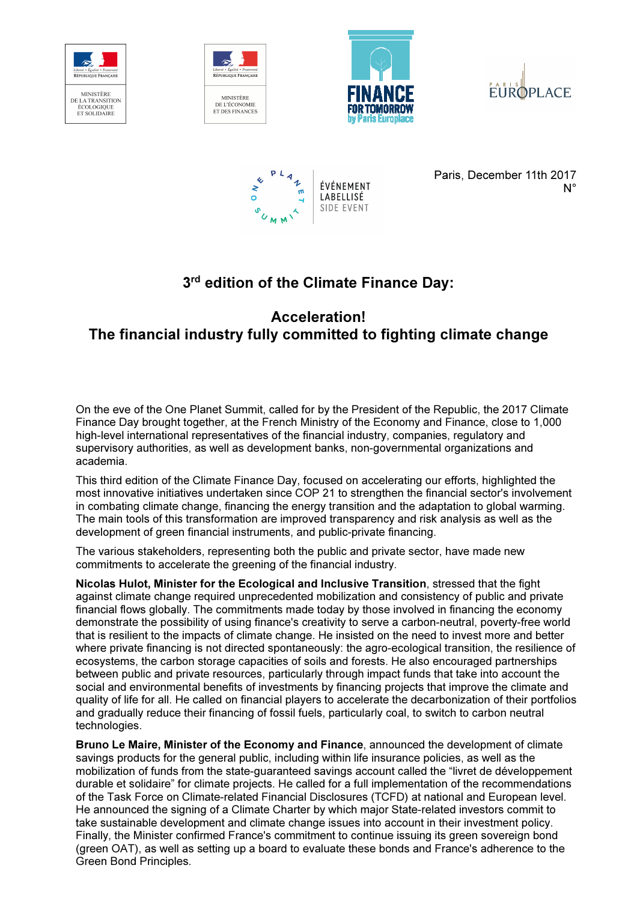Paris, December 11th 2017
N°

# 3rd edition of the Climate Finance Day:

## Acceleration!
## The financial industry fully committed to fighting climate change

On the eve of the One Planet Summit, called for by the President of the Republic, the 2017 Climate Finance Day brought together, at the French Ministry of the Economy and Finance, close to 1,000 high-level international representatives of the financial industry, companies, regulatory and supervisory authorities, as well as development banks, non-governmental organizations and academia.

This third edition of the Climate Finance Day, focused on accelerating our efforts, highlighted the most innovative initiatives undertaken since COP 21 to strengthen the financial sector's involvement in combating climate change, financing the energy transition and the adaptation to global warming. The main tools of this transformation are improved transparency and risk analysis as well as the development of green financial instruments, and public-private financing.

The various stakeholders, representing both the public and private sector, have made new commitments to accelerate the greening of the financial industry.

**Nicolas Hulot, Minister for the Ecological and Inclusive Transition**, stressed that the fight against climate change required unprecedented mobilization and consistency of public and private financial flows globally. The commitments made today by those involved in financing the economy demonstrate the possibility of using finance's creativity to serve a carbon-neutral, poverty-free world that is resilient to the impacts of climate change. He insisted on the need to invest more and better where private financing is not directed spontaneously: the agro-ecological transition, the resilience of ecosystems, the carbon storage capacities of soils and forests. He also encouraged partnerships between public and private resources, particularly through impact funds that take into account the social and environmental benefits of investments by financing projects that improve the climate and quality of life for all. He called on financial players to accelerate the decarbonization of their portfolios and gradually reduce their financing of fossil fuels, particularly coal, to switch to carbon neutral technologies.

**Bruno Le Maire, Minister of the Economy and Finance**, announced the development of climate savings products for the general public, including within life insurance policies, as well as the mobilization of funds from the state-guaranteed savings account called the "livret de développement durable et solidaire" for climate projects. He called for a full implementation of the recommendations of the Task Force on Climate-related Financial Disclosures (TCFD) at national and European level. He announced the signing of a Climate Charter by which major State-related investors commit to take sustainable development and climate change issues into account in their investment policy. Finally, the Minister confirmed France's commitment to continue issuing its green sovereign bond (green OAT), as well as setting up a board to evaluate these bonds and France's adherence to the Green Bond Principles.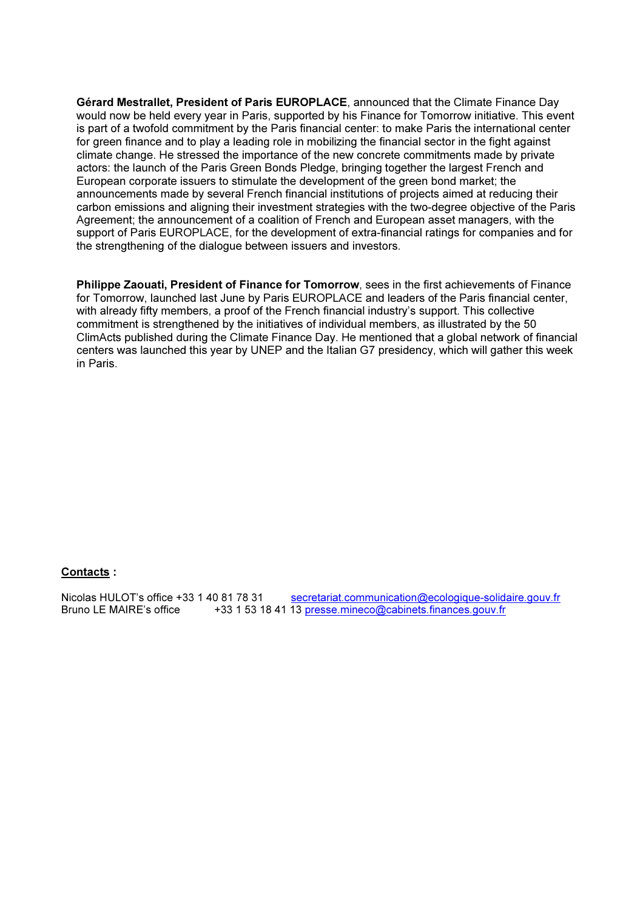**Gérard Mestrallet, President of Paris EUROPLACE**, announced that the Climate Finance Day would now be held every year in Paris, supported by his Finance for Tomorrow initiative. This event is part of a twofold commitment by the Paris financial center: to make Paris the international center for green finance and to play a leading role in mobilizing the financial sector in the fight against climate change. He stressed the importance of the new concrete commitments made by private actors: the launch of the Paris Green Bonds Pledge, bringing together the largest French and European corporate issuers to stimulate the development of the green bond market; the announcements made by several French financial institutions of projects aimed at reducing their carbon emissions and aligning their investment strategies with the two-degree objective of the Paris Agreement; the announcement of a coalition of French and European asset managers, with the support of Paris EUROPLACE, for the development of extra-financial ratings for companies and for the strengthening of the dialogue between issuers and investors.

**Philippe Zaouati, President of Finance for Tomorrow**, sees in the first achievements of Finance for Tomorrow, launched last June by Paris EUROPLACE and leaders of the Paris financial center, with already fifty members, a proof of the French financial industry's support. This collective commitment is strengthened by the initiatives of individual members, as illustrated by the 50 ClimActs published during the Climate Finance Day. He mentioned that a global network of financial centers was launched this year by UNEP and the Italian G7 presidency, which will gather this week in Paris.

**Contacts :**

Nicolas HULOT's office +33 1 40 81 78 31 secretariat.communication@ecologique-solidaire.gouv.fr
Bruno LE MAIRE's office +33 1 53 18 41 13 presse.mineco@cabinets.finances.gouv.fr